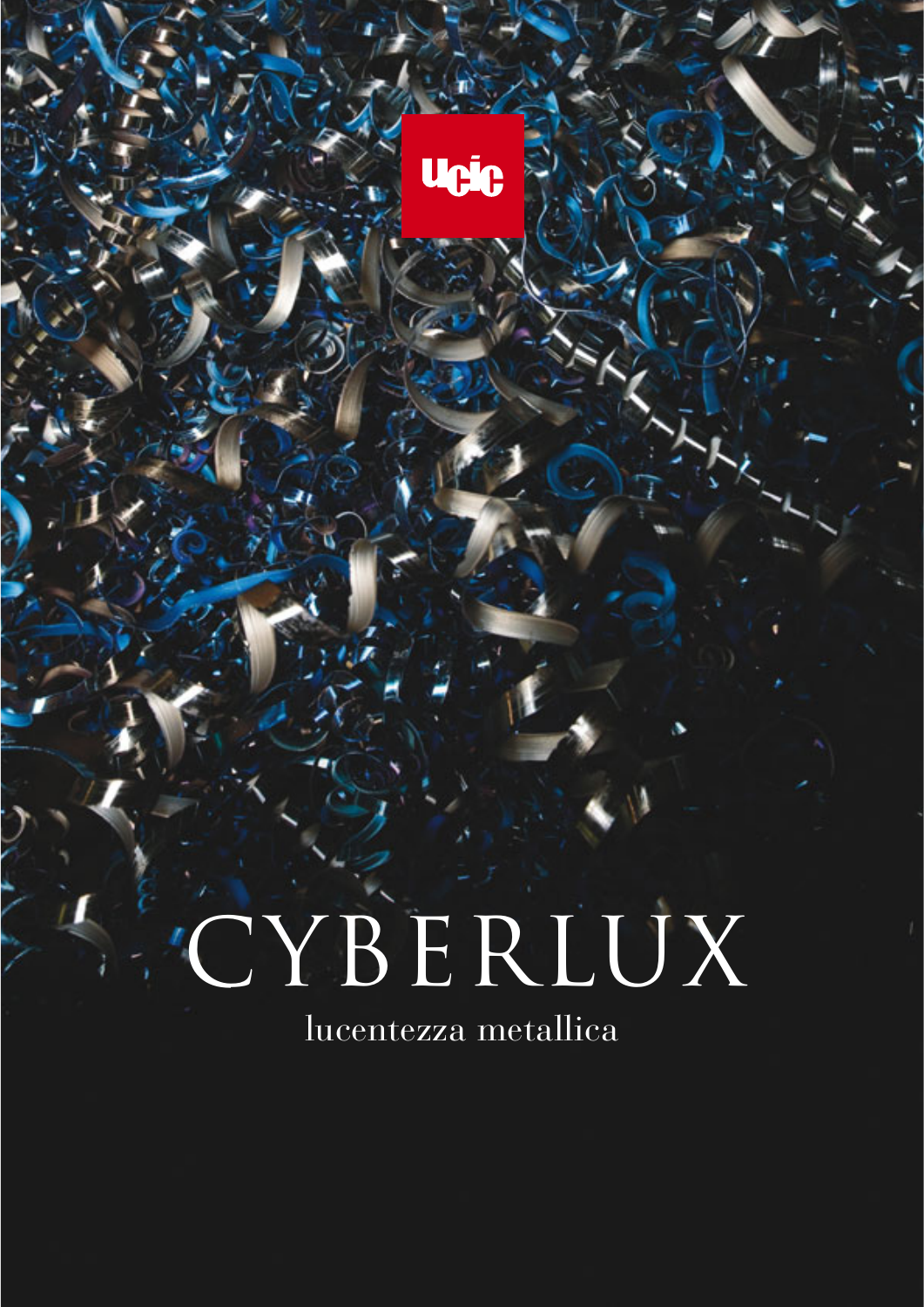ucic

# CYBERLUX

lucentezza metallica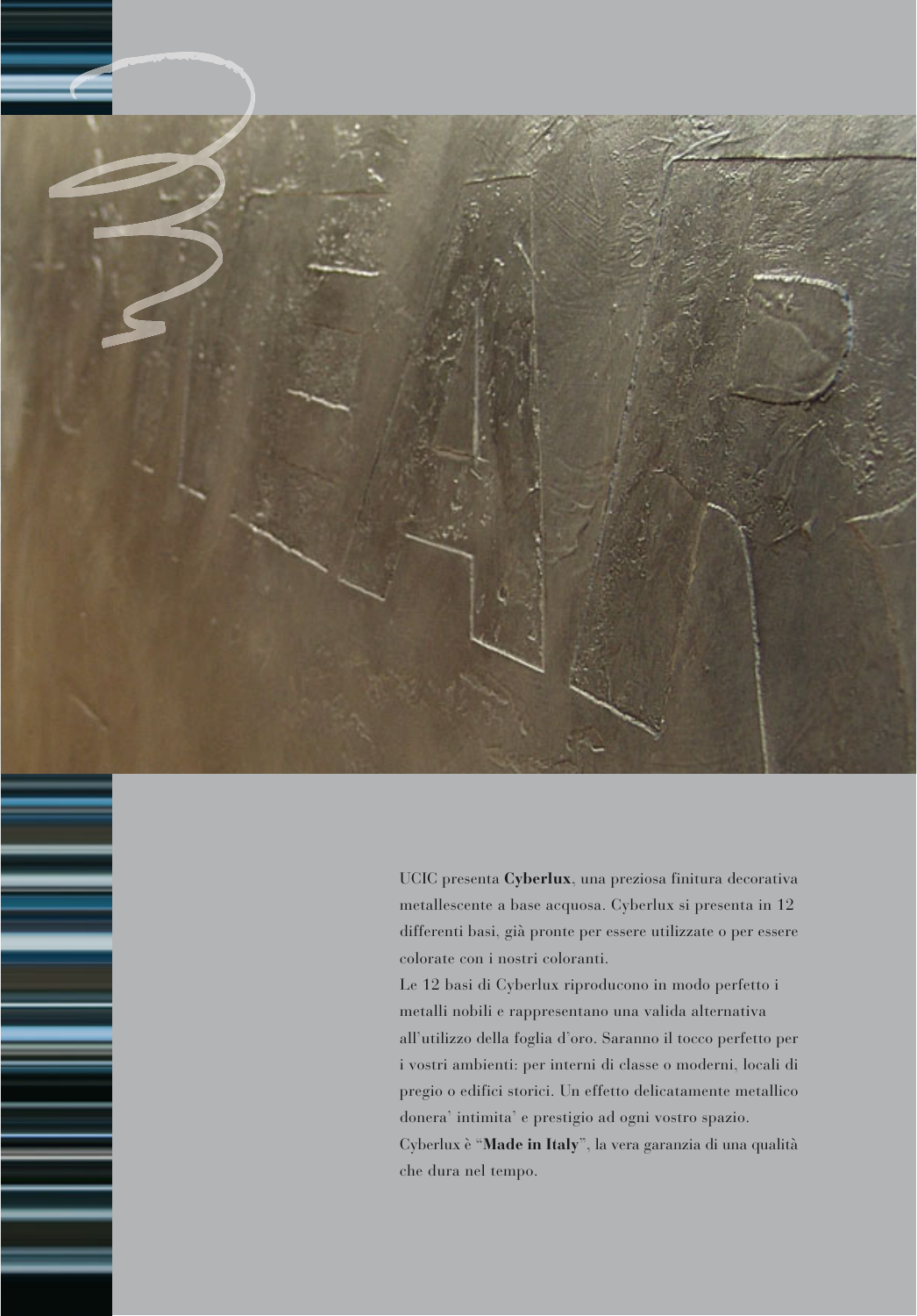UCIC presenta **Cyberlux**, una preziosa finitura decorativa metallescente a base acquosa. Cyberlux si presenta in 12 differenti basi, già pronte per essere utilizzate o per essere colorate con i nostri coloranti.

Le 12 basi di Cyberlux riproducono in modo perfetto i metalli nobili e rappresentano una valida alternativa all'utilizzo della foglia d'oro. Saranno il tocco perfetto per i vostri ambienti: per interni di classe o moderni, locali di pregio o edifici storici. Un effetto delicatamente metallico donera' intimita' e prestigio ad ogni vostro spazio.

Cyberlux è "**Made in Italy**", la vera garanzia di una qualità che dura nel tempo.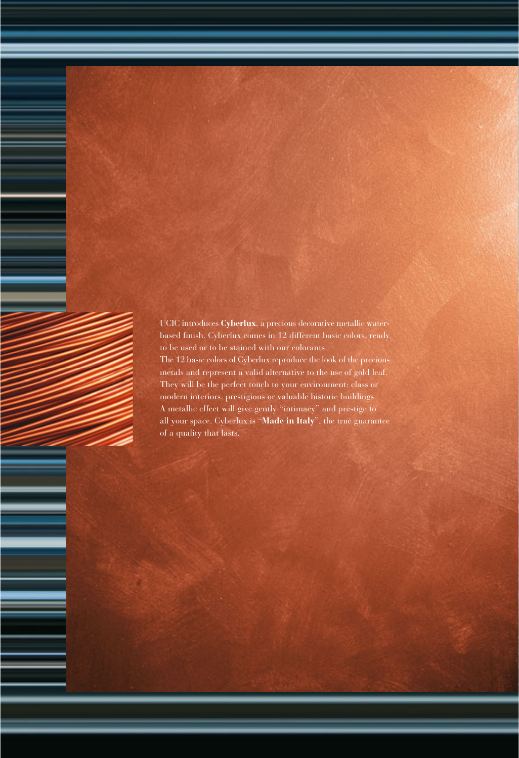UCIC introduces **Cyberlux**, a precious decorative metallic water-based finish. Cyberlux comes in 12 different basic colors, ready to be used or to be stained with our colorants.
The 12 basic colors of Cyberlux reproduce the look of the precious metals and represent a valid alternative to the use of gold leaf. They will be the perfect touch to your environment: class or modern interiors, prestigious or valuable historic buildings. A metallic effect will give gently "intimacy" and prestige to all your space. Cyberlux is "**Made in Italy**", the true guarantee of a quality that lasts.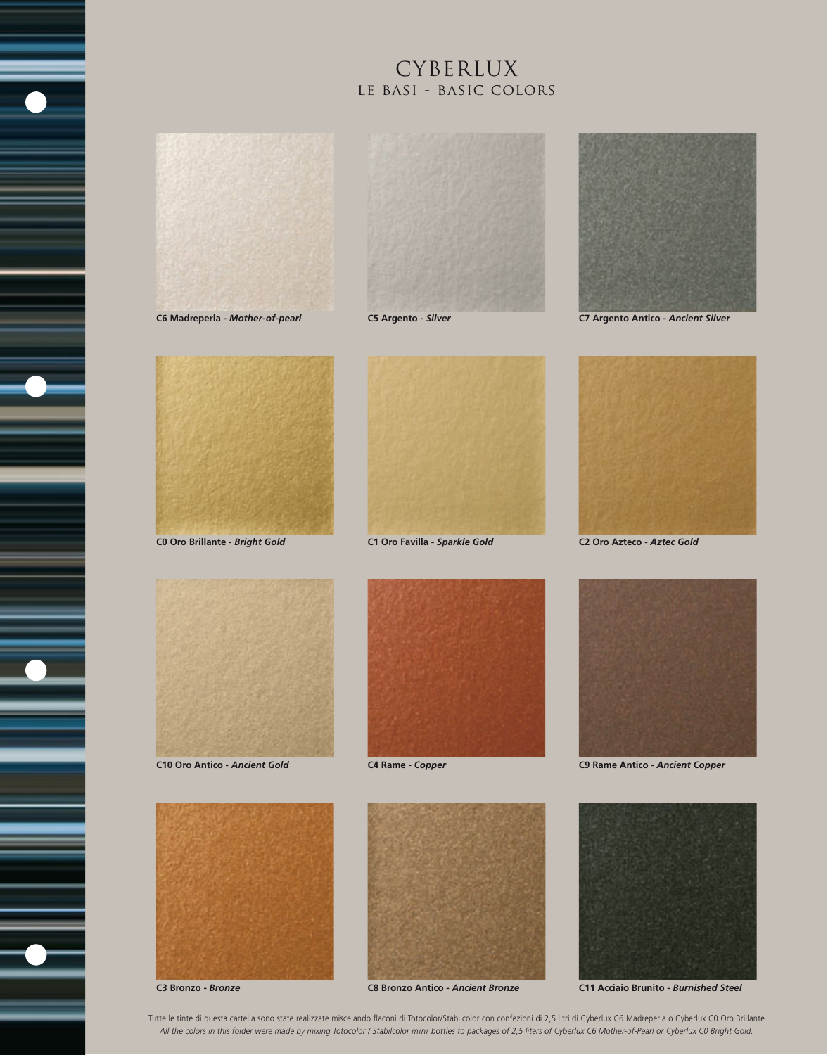# CYBERLUX
## LE BASI - BASIC COLORS

**C6 Madreperla -** ***Mother-of-pearl***

**C5 Argento -** ***Silver***

**C7 Argento Antico -** ***Ancient Silver***

**C0 Oro Brillante -** ***Bright Gold***

**C1 Oro Favilla -** ***Sparkle Gold***

**C2 Oro Azteco -** ***Aztec Gold***

**C10 Oro Antico -** ***Ancient Gold***

**C4 Rame -** ***Copper***

**C9 Rame Antico -** ***Ancient Copper***

**C3 Bronzo -** ***Bronze***

**C8 Bronzo Antico -** ***Ancient Bronze***

**C11 Acciaio Brunito -** ***Burnished Steel***

Tutte le tinte di questa cartella sono state realizzate miscelando flaconi di Totocolor/Stabilcolor con confezioni di 2,5 litri di Cyberlux C6 Madreperla o Cyberlux C0 Oro Brillante
*All the colors in this folder were made by mixing Totocolor / Stabilcolor mini bottles to packages of 2,5 liters of Cyberlux C6 Mother-of-Pearl or Cyberlux C0 Bright Gold.*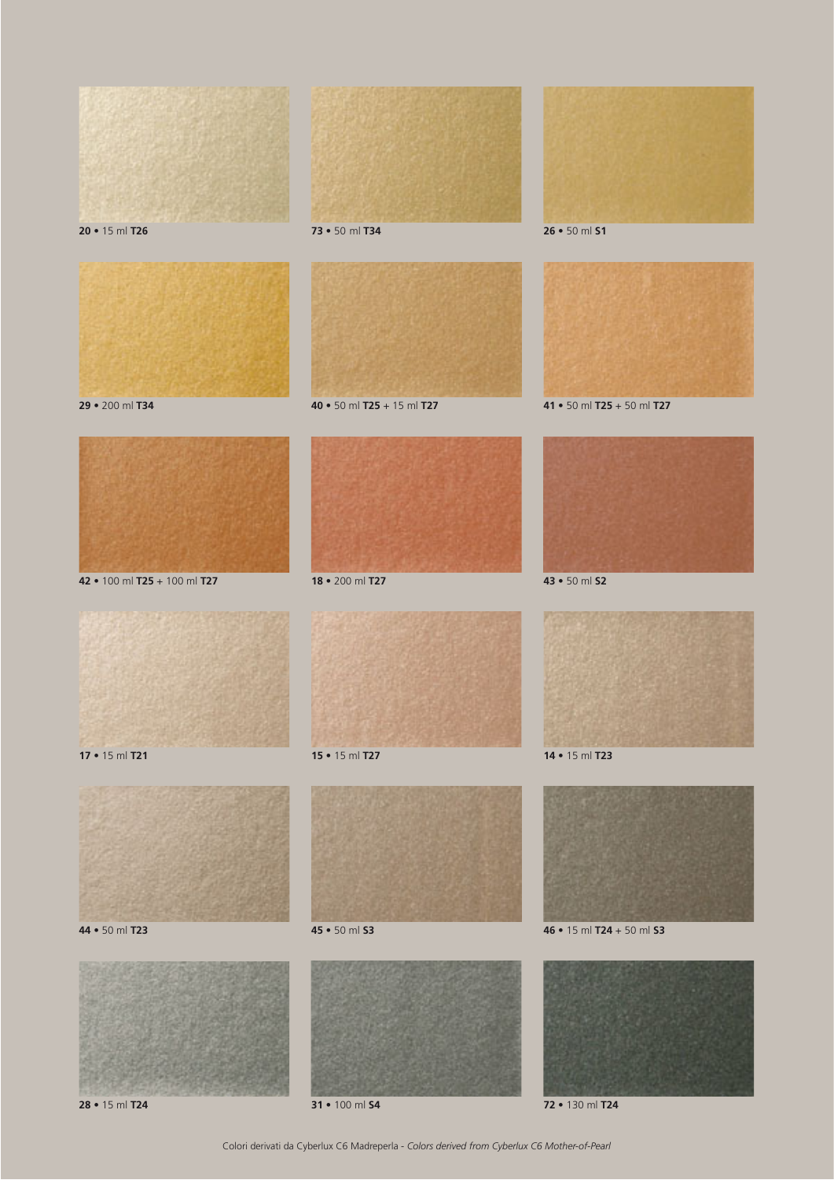**20** • 15 ml **T26**

**73** • 50 ml **T34**

**26** • 50 ml **S1**

**29** • 200 ml **T34**

**40** • 50 ml **T25** + 15 ml **T27**

**41** • 50 ml **T25** + 50 ml **T27**

**42** • 100 ml **T25** + 100 ml **T27**

**18** • 200 ml **T27**

**43** • 50 ml **S2**

**17** • 15 ml **T21**

**15** • 15 ml **T27**

**14** • 15 ml **T23**

**44** • 50 ml **T23**

**45** • 50 ml **S3**

**46** • 15 ml **T24** + 50 ml **S3**

**28** • 15 ml **T24**

**31** • 100 ml **S4**

**72** • 130 ml **T24**

Colori derivati da Cyberlux C6 Madreperla - *Colors derived from Cyberlux C6 Mother-of-Pearl*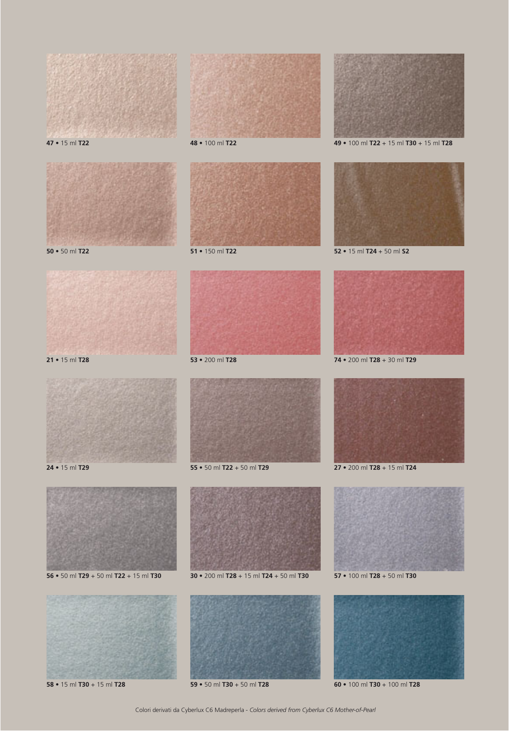**47** • 15 ml **T22**

**48** • 100 ml **T22**

**49** • 100 ml **T22** + 15 ml **T30** + 15 ml **T28**

**50** • 50 ml **T22**

**51** • 150 ml **T22**

**52** • 15 ml **T24** + 50 ml **S2**

**21** • 15 ml **T28**

**53** • 200 ml **T28**

**74** • 200 ml **T28** + 30 ml **T29**

**24** • 15 ml **T29**

**55** • 50 ml **T22** + 50 ml **T29**

**27** • 200 ml **T28** + 15 ml **T24**

**56** • 50 ml **T29** + 50 ml **T22** + 15 ml **T30**

**30** • 200 ml **T28** + 15 ml **T24** + 50 ml **T30**

**57** • 100 ml **T28** + 50 ml **T30**

**58** • 15 ml **T30** + 15 ml **T28**

**59** • 50 ml **T30** + 50 ml **T28**

**60** • 100 ml **T30** + 100 ml **T28**

Colori derivati da Cyberlux C6 Madreperla - *Colors derived from Cyberlux C6 Mother-of-Pearl*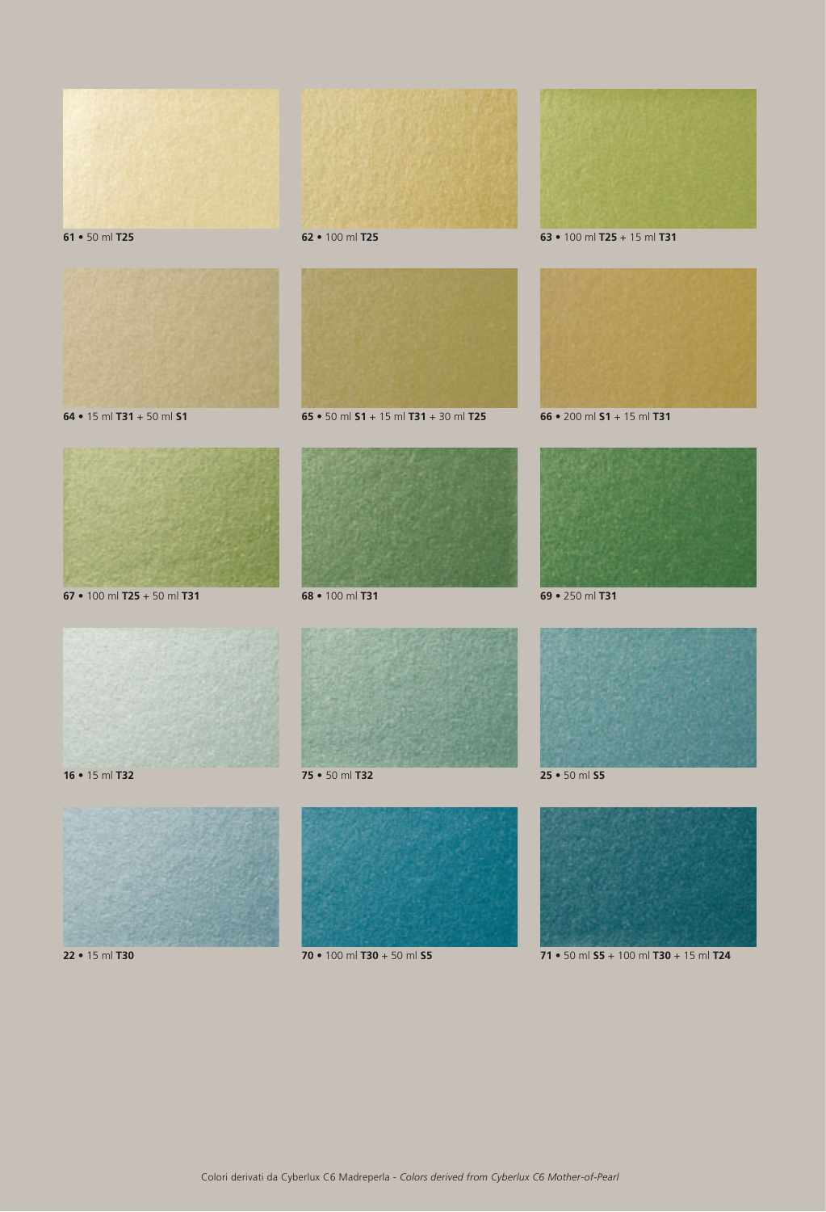**61** • 50 ml **T25**

**62** • 100 ml **T25**

**63** • 100 ml **T25** + 15 ml **T31**

**64** • 15 ml **T31** + 50 ml **S1**

**65** • 50 ml **S1** + 15 ml **T31** + 30 ml **T25**

**66** • 200 ml **S1** + 15 ml **T31**

**67** • 100 ml **T25** + 50 ml **T31**

**68** • 100 ml **T31**

**69** • 250 ml **T31**

**16** • 15 ml **T32**

**75** • 50 ml **T32**

**25** • 50 ml **S5**

**22** • 15 ml **T30**

**70** • 100 ml **T30** + 50 ml **S5**

**71** • 50 ml **S5** + 100 ml **T30** + 15 ml **T24**

Colori derivati da Cyberlux C6 Madreperla - *Colors derived from Cyberlux C6 Mother-of-Pearl*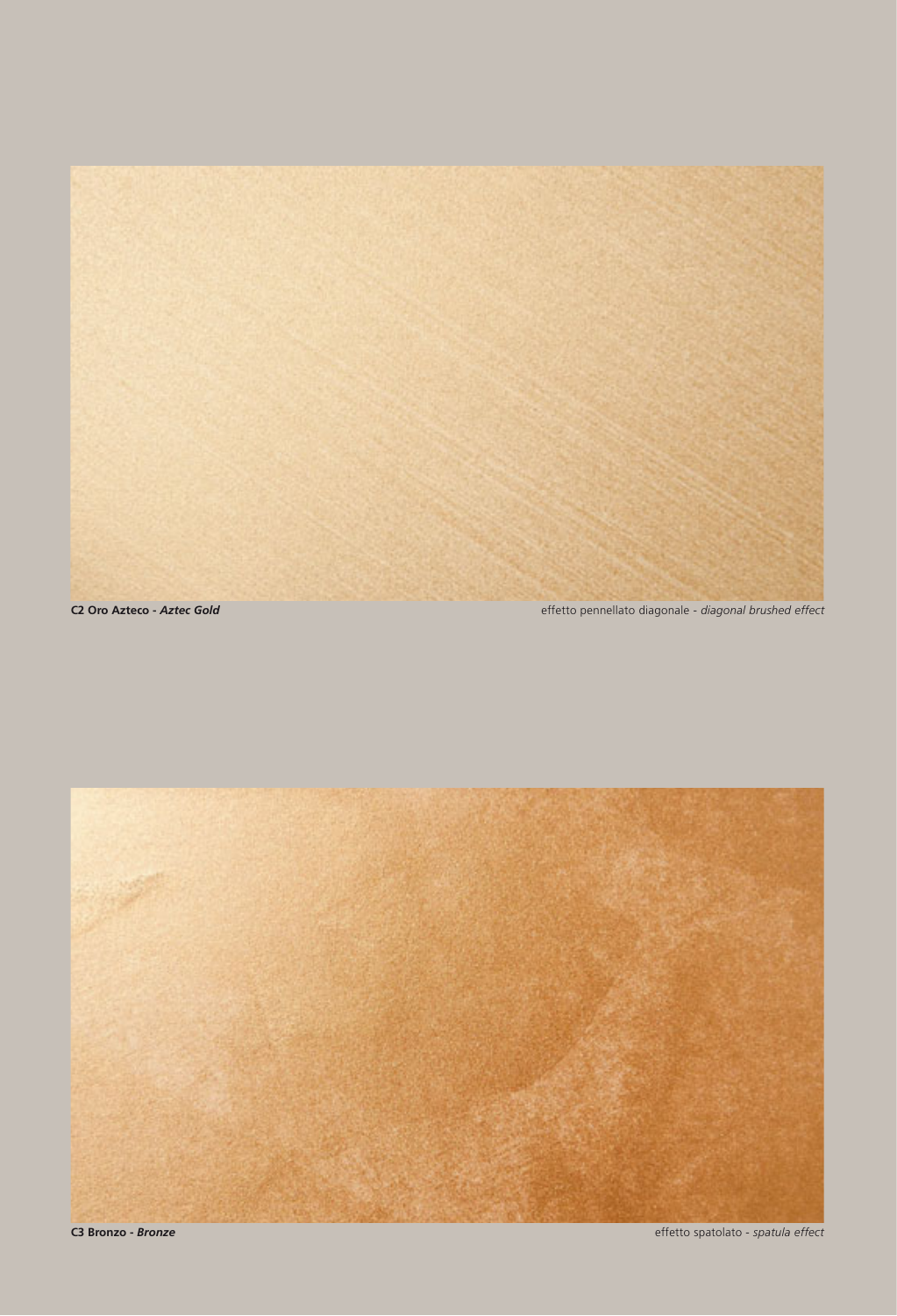**C2 Oro Azteco - *Aztec Gold*** effetto pennellato diagonale - *diagonal brushed effect*

**C3 Bronzo - *Bronze*** effetto spatolato - *spatula effect*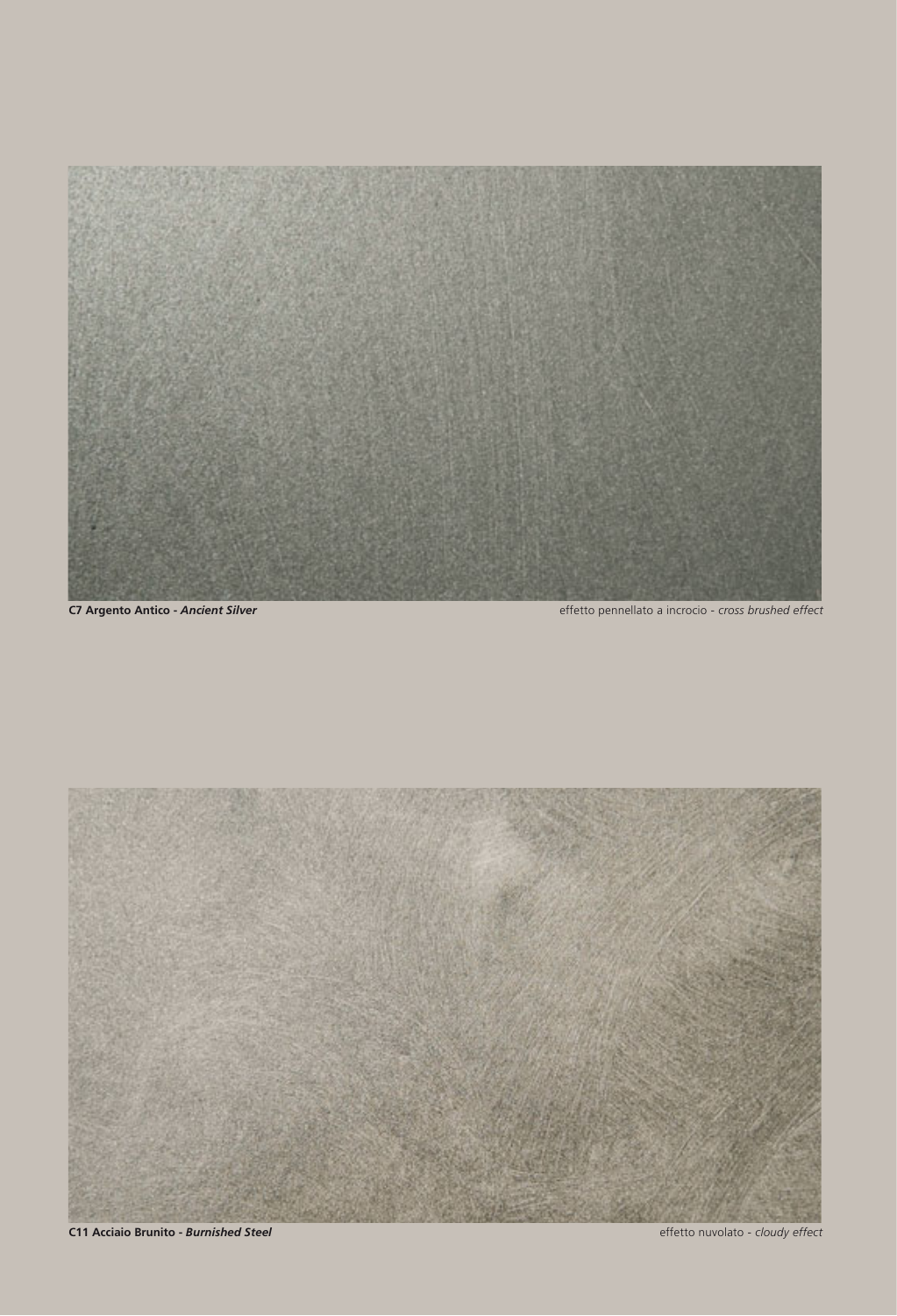**C7 Argento Antico - *Ancient Silver*** effetto pennellato a incrocio - *cross brushed effect*

**C11 Acciaio Brunito - *Burnished Steel*** effetto nuvolato - *cloudy effect*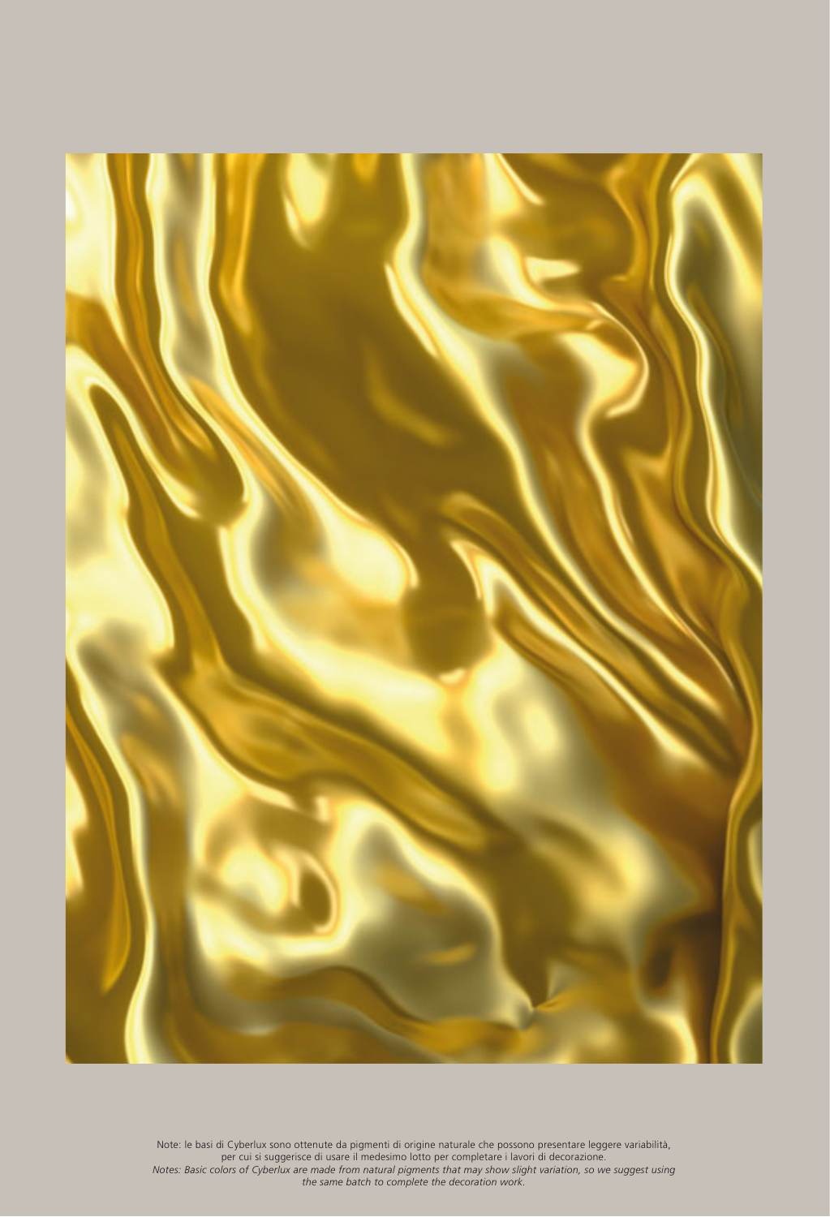Note: le basi di Cyberlux sono ottenute da pigmenti di origine naturale che possono presentare leggere variabilità, per cui si suggerisce di usare il medesimo lotto per completare i lavori di decorazione.

*Notes: Basic colors of Cyberlux are made from natural pigments that may show slight variation, so we suggest using the same batch to complete the decoration work.*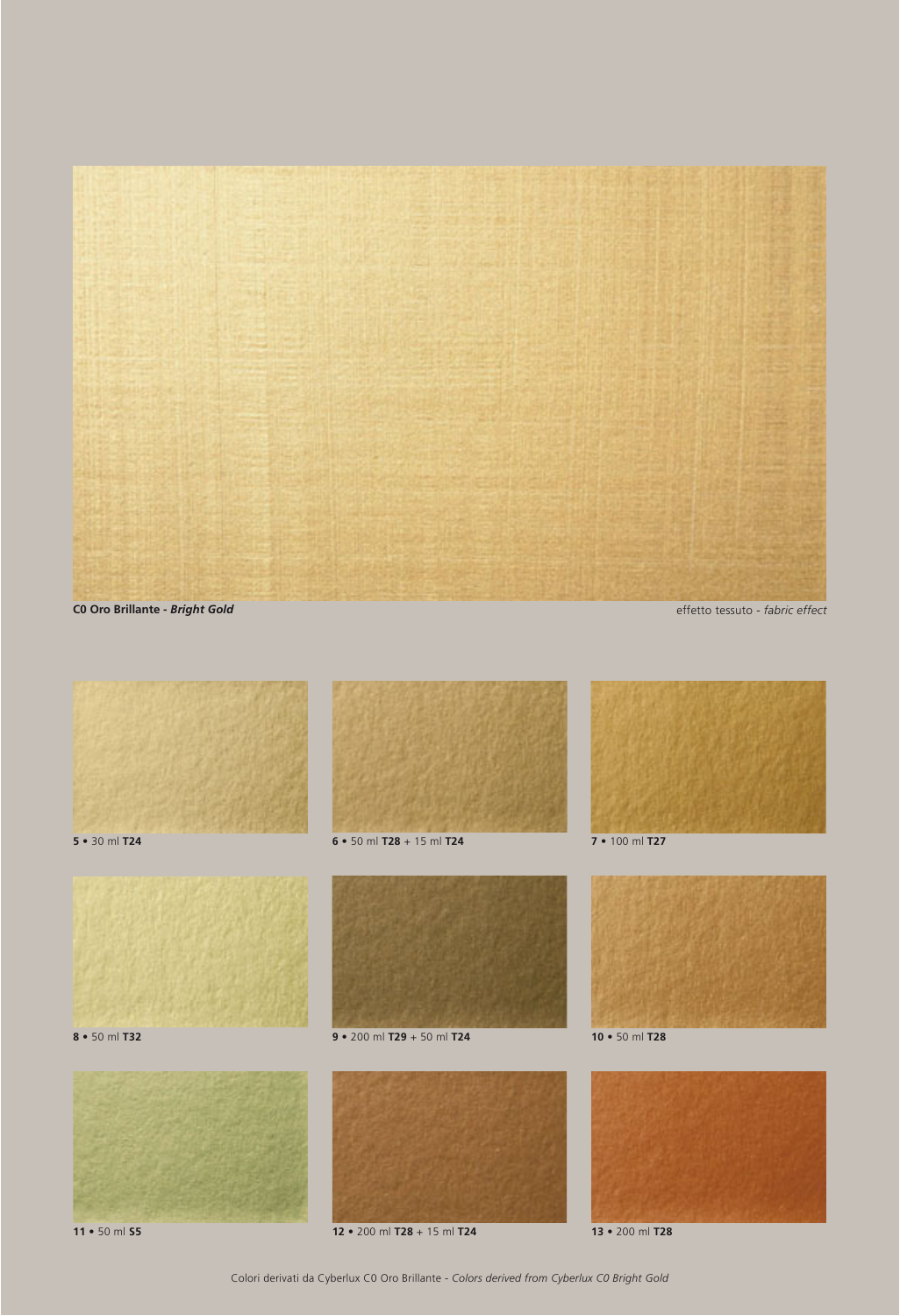**C0 Oro Brillante** - ***Bright Gold***

effetto tessuto - *fabric effect*

**5** • 30 ml **T24**

**6** • 50 ml **T28** + 15 ml **T24**

**7** • 100 ml **T27**

**8** • 50 ml **T32**

**9** • 200 ml **T29** + 50 ml **T24**

**10** • 50 ml **T28**

**11** • 50 ml **S5**

**12** • 200 ml **T28** + 15 ml **T24**

**13** • 200 ml **T28**

Colori derivati da Cyberlux C0 Oro Brillante - *Colors derived from Cyberlux C0 Bright Gold*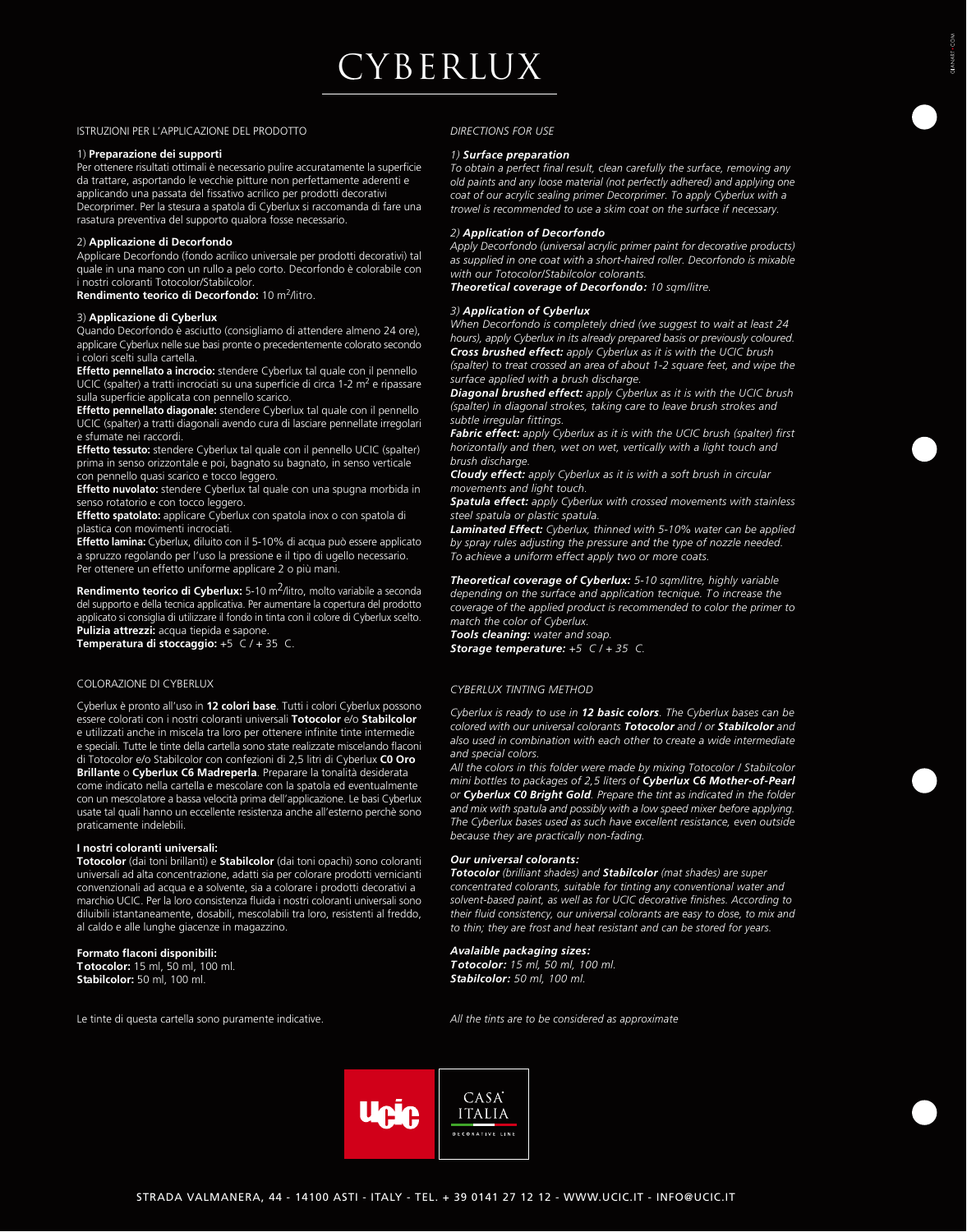# CYBERLUX

ISTRUZIONI PER L'APPLICAZIONE DEL PRODOTTO

1) **Preparazione dei supporti**

Per ottenere risultati ottimali è necessario pulire accuratamente la superficie da trattare, asportando le vecchie pitture non perfettamente aderenti e applicando una passata del fissativo acrilico per prodotti decorativi Decorprimer. Per la stesura a spatola di Cyberlux si raccomanda di fare una rasatura preventiva del supporto qualora fosse necessario.

2) **Applicazione di Decorfondo**

Applicare Decorfondo (fondo acrilico universale per prodotti decorativi) tal quale in una mano con un rullo a pelo corto. Decorfondo è colorabile con i nostri coloranti Totocolor/Stabilcolor.

**Rendimento teorico di Decorfondo:** 10 $m^2$/litro.

3) **Applicazione di Cyberlux**

Quando Decorfondo è asciutto (consigliamo di attendere almeno 24 ore), applicare Cyberlux nelle sue basi pronte o precedentemente colorato secondo i colori scelti sulla cartella.

**Effetto pennellato a incrocio:** stendere Cyberlux tal quale con il pennello UCIC (spalter) a tratti incrociati su una superficie di circa 1-2 $m^2$ e ripassare sulla superficie applicata con pennello scarico.

**Effetto pennellato diagonale:** stendere Cyberlux tal quale con il pennello UCIC (spalter) a tratti diagonali avendo cura di lasciare pennellate irregolari e sfumate nei raccordi.

**Effetto tessuto:** stendere Cyberlux tal quale con il pennello UCIC (spalter) prima in senso orizzontale e poi, bagnato su bagnato, in senso verticale con pennello quasi scarico e tocco leggero.

**Effetto nuvolato:** stendere Cyberlux tal quale con una spugna morbida in senso rotatorio e con tocco leggero.

**Effetto spatolato:** applicare Cyberlux con spatola inox o con spatola di plastica con movimenti incrociati.

**Effetto lamina:** Cyberlux, diluito con il 5-10% di acqua può essere applicato a spruzzo regolando per l'uso la pressione e il tipo di ugello necessario. Per ottenere un effetto uniforme applicare 2 o più mani.

**Rendimento teorico di Cyberlux:** 5-10 $m^2$/litro, molto variabile a seconda del supporto e della tecnica applicativa. Per aumentare la copertura del prodotto applicato si consiglia di utilizzare il fondo in tinta con il colore di Cyberlux scelto.

**Pulizia attrezzi:** acqua tiepida e sapone.

**Temperatura di stoccaggio:** +5 C / + 35 C.

COLORAZIONE DI CYBERLUX

Cyberlux è pronto all'uso in **12 colori base**. Tutti i colori Cyberlux possono essere colorati con i nostri coloranti universali **Totocolor** e/o **Stabilcolor** e utilizzati anche in miscela tra loro per ottenere infinite tinte intermedie e speciali. Tutte le tinte della cartella sono state realizzate miscelando flaconi di Totocolor e/o Stabilcolor con confezioni di 2,5 litri di Cyberlux **C0 Oro Brillante** o **Cyberlux C6 Madreperla**. Preparare la tonalità desiderata come indicato nella cartella e mescolare con la spatola ed eventualmente con un mescolatore a bassa velocità prima dell'applicazione. Le basi Cyberlux usate tal quali hanno un eccellente resistenza anche all'esterno perchè sono praticamente indelebili.

**I nostri coloranti universali:**

**Totocolor** (dai toni brillanti) e **Stabilcolor** (dai toni opachi) sono coloranti universali ad alta concentrazione, adatti sia per colorare prodotti vernicianti convenzionali ad acqua e a solvente, sia a colorare i prodotti decorativi a marchio UCIC. Per la loro consistenza fluida i nostri coloranti universali sono diluibili istantaneamente, dosabili, mescolabili tra loro, resistenti al freddo, al caldo e alle lunghe giacenze in magazzino.

**Formato flaconi disponibili:**

**Totocolor:** 15 ml, 50 ml, 100 ml.

**Stabilcolor:** 50 ml, 100 ml.

Le tinte di questa cartella sono puramente indicative.

*DIRECTIONS FOR USE*

*1)* ***Surface preparation***

*To obtain a perfect final result, clean carefully the surface, removing any old paints and any loose material (not perfectly adhered) and applying one coat of our acrylic sealing primer Decorprimer. To apply Cyberlux with a trowel is recommended to use a skim coat on the surface if necessary.*

*2)* ***Application of Decorfondo***

*Apply Decorfondo (universal acrylic primer paint for decorative products) as supplied in one coat with a short-haired roller. Decorfondo is mixable with our Totocolor/Stabilcolor colorants.*

***Theoretical coverage of Decorfondo:*** *10 sqm/litre.*

*3)* ***Application of Cyberlux***

*When Decorfondo is completely dried (we suggest to wait at least 24 hours), apply Cyberlux in its already prepared basis or previously coloured.*

***Cross brushed effect:*** *apply Cyberlux as it is with the UCIC brush (spalter) to treat crossed an area of about 1-2 square feet, and wipe the surface applied with a brush discharge.*

***Diagonal brushed effect:*** *apply Cyberlux as it is with the UCIC brush (spalter) in diagonal strokes, taking care to leave brush strokes and subtle irregular fittings.*

***Fabric effect:*** *apply Cyberlux as it is with the UCIC brush (spalter) first horizontally and then, wet on wet, vertically with a light touch and brush discharge.*

***Cloudy effect:*** *apply Cyberlux as it is with a soft brush in circular movements and light touch.*

***Spatula effect:*** *apply Cyberlux with crossed movements with stainless steel spatula or plastic spatula.*

***Laminated Effect:*** *Cyberlux, thinned with 5-10% water can be applied by spray rules adjusting the pressure and the type of nozzle needed. To achieve a uniform effect apply two or more coats.*

***Theoretical coverage of Cyberlux:*** *5-10 sqm/litre, highly variable depending on the surface and application tecnique. To increase the coverage of the applied product is recommended to color the primer to match the color of Cyberlux.*

***Tools cleaning:*** *water and soap.*

***Storage temperature:*** *+5 C / + 35 C.*

*CYBERLUX TINTING METHOD*

*Cyberlux is ready to use in* ***12 basic colors****. The Cyberlux bases can be colored with our universal colorants* ***Totocolor*** *and / or* ***Stabilcolor*** *and also used in combination with each other to create a wide intermediate and special colors.*

*All the colors in this folder were made by mixing Totocolor / Stabilcolor mini bottles to packages of 2,5 liters of* ***Cyberlux C6 Mother-of-Pearl*** *or* ***Cyberlux C0 Bright Gold****. Prepare the tint as indicated in the folder and mix with spatula and possibly with a low speed mixer before applying. The Cyberlux bases used as such have excellent resistance, even outside because they are practically non-fading.*

***Our universal colorants:***

***Totocolor*** *(brilliant shades) and* ***Stabilcolor*** *(mat shades) are super concentrated colorants, suitable for tinting any conventional water and solvent-based paint, as well as for UCIC decorative finishes. According to their fluid consistency, our universal colorants are easy to dose, to mix and to thin; they are frost and heat resistant and can be stored for years.*

***Avalaible packaging sizes:***

***Totocolor:*** *15 ml, 50 ml, 100 ml.*

***Stabilcolor:*** *50 ml, 100 ml.*

*All the tints are to be considered as approximate*

Ucic

CASA ITALIA DECORATIVE LINE

STRADA VALMANERA, 44 - 14100 ASTI - ITALY - TEL. + 39 0141 27 12 12 - WWW.UCIC.IT - INFO@UCIC.IT